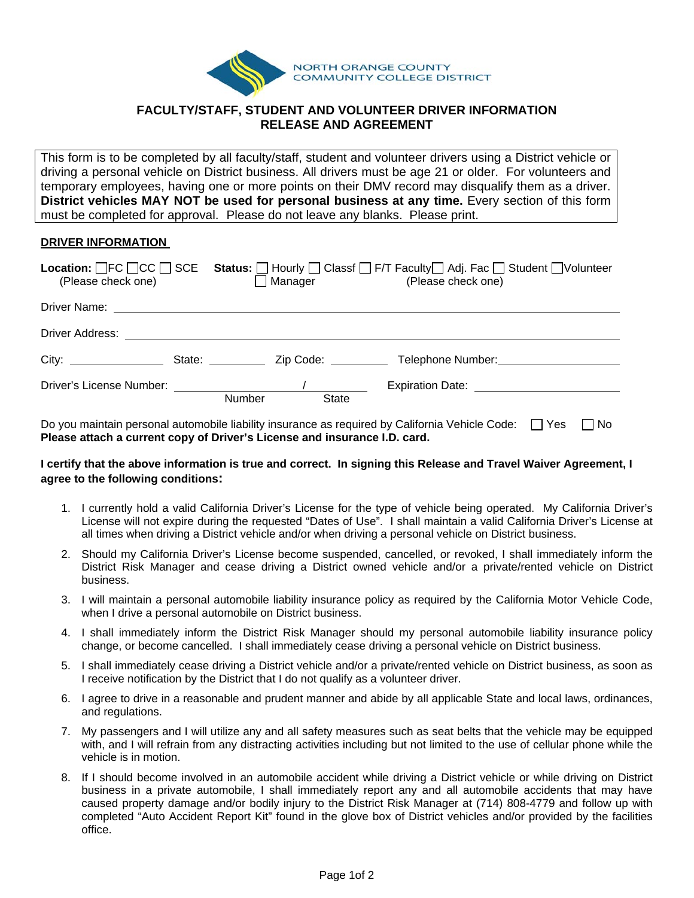NORTH ORANGE COUNTY COMMUNITY COLLEGE DISTRICT

# FACULTY/STAFF, STUDENT AND VOLUNTEER DRIVER INFORMATION RELEASE AND AGREEMENT

This form is to be completed by all faculty/staff, student and volunteer drivers using a District vehicle or driving a personal vehicle on District business. All drivers must be age 21 or older. For volunteers and temporary employees, having one or more points on their DMV record may disqualify them as a driver. **District vehicles MAY NOT be used for personal business at any time.** Every section of this form must be completed for approval. Please do not leave any blanks. Please print.

## DRIVER INFORMATION

**Location:** ☐ FC ☐ CC ☐ SCE (Please check one)  **Status:** ☐ Hourly ☐ Classf ☐ F/T Faculty ☐ Adj. Fac ☐ Student ☐ Volunteer ☐ Manager (Please check one)

Driver Name: ______________________________

Driver Address: ______________________________

City: __________ State: __________ Zip Code: __________ Telephone Number: __________

Driver's License Number: __________ / __________ Expiration Date: __________
(Number / State)

Do you maintain personal automobile liability insurance as required by California Vehicle Code: ☐ Yes ☐ No

**Please attach a current copy of Driver's License and insurance I.D. card.**

**I certify that the above information is true and correct. In signing this Release and Travel Waiver Agreement, I agree to the following conditions:**

1. I currently hold a valid California Driver's License for the type of vehicle being operated. My California Driver's License will not expire during the requested "Dates of Use". I shall maintain a valid California Driver's License at all times when driving a District vehicle and/or when driving a personal vehicle on District business.
2. Should my California Driver's License become suspended, cancelled, or revoked, I shall immediately inform the District Risk Manager and cease driving a District owned vehicle and/or a private/rented vehicle on District business.
3. I will maintain a personal automobile liability insurance policy as required by the California Motor Vehicle Code, when I drive a personal automobile on District business.
4. I shall immediately inform the District Risk Manager should my personal automobile liability insurance policy change, or become cancelled. I shall immediately cease driving a personal vehicle on District business.
5. I shall immediately cease driving a District vehicle and/or a private/rented vehicle on District business, as soon as I receive notification by the District that I do not qualify as a volunteer driver.
6. I agree to drive in a reasonable and prudent manner and abide by all applicable State and local laws, ordinances, and regulations.
7. My passengers and I will utilize any and all safety measures such as seat belts that the vehicle may be equipped with, and I will refrain from any distracting activities including but not limited to the use of cellular phone while the vehicle is in motion.
8. If I should become involved in an automobile accident while driving a District vehicle or while driving on District business in a private automobile, I shall immediately report any and all automobile accidents that may have caused property damage and/or bodily injury to the District Risk Manager at (714) 808-4779 and follow up with completed "Auto Accident Report Kit" found in the glove box of District vehicles and/or provided by the facilities office.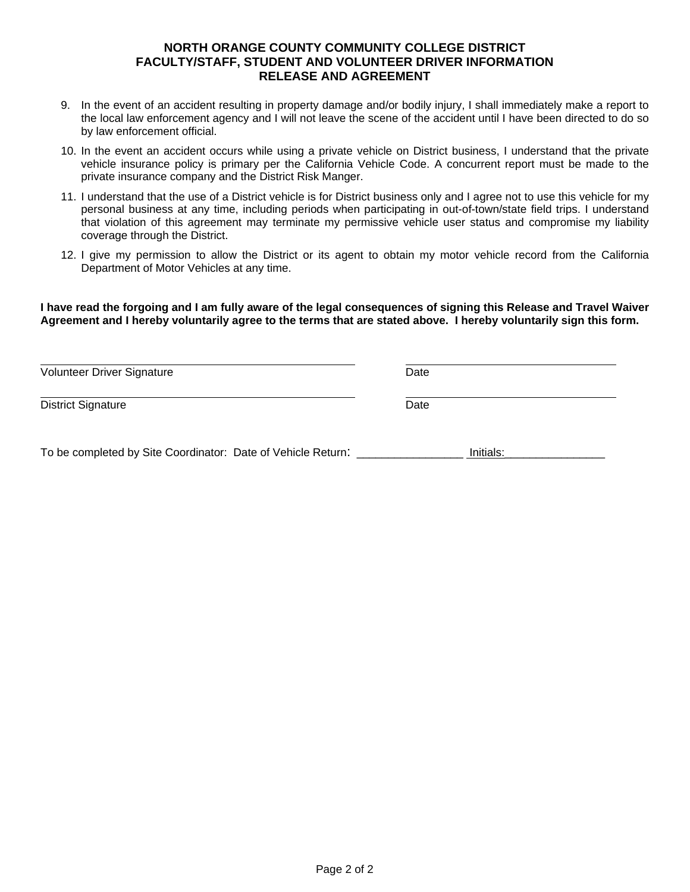**NORTH ORANGE COUNTY COMMUNITY COLLEGE DISTRICT**
**FACULTY/STAFF, STUDENT AND VOLUNTEER DRIVER INFORMATION**
**RELEASE AND AGREEMENT**

9. In the event of an accident resulting in property damage and/or bodily injury, I shall immediately make a report to the local law enforcement agency and I will not leave the scene of the accident until I have been directed to do so by law enforcement official.
10. In the event an accident occurs while using a private vehicle on District business, I understand that the private vehicle insurance policy is primary per the California Vehicle Code. A concurrent report must be made to the private insurance company and the District Risk Manger.
11. I understand that the use of a District vehicle is for District business only and I agree not to use this vehicle for my personal business at any time, including periods when participating in out-of-town/state field trips. I understand that violation of this agreement may terminate my permissive vehicle user status and compromise my liability coverage through the District.
12. I give my permission to allow the District or its agent to obtain my motor vehicle record from the California Department of Motor Vehicles at any time.

**I have read the forgoing and I am fully aware of the legal consequences of signing this Release and Travel Waiver Agreement and I hereby voluntarily agree to the terms that are stated above. I hereby voluntarily sign this form.**

Volunteer Driver Signature ____________________ Date ____________________

District Signature ____________________ Date ____________________

To be completed by Site Coordinator: Date of Vehicle Return: ________________ Initials:________________